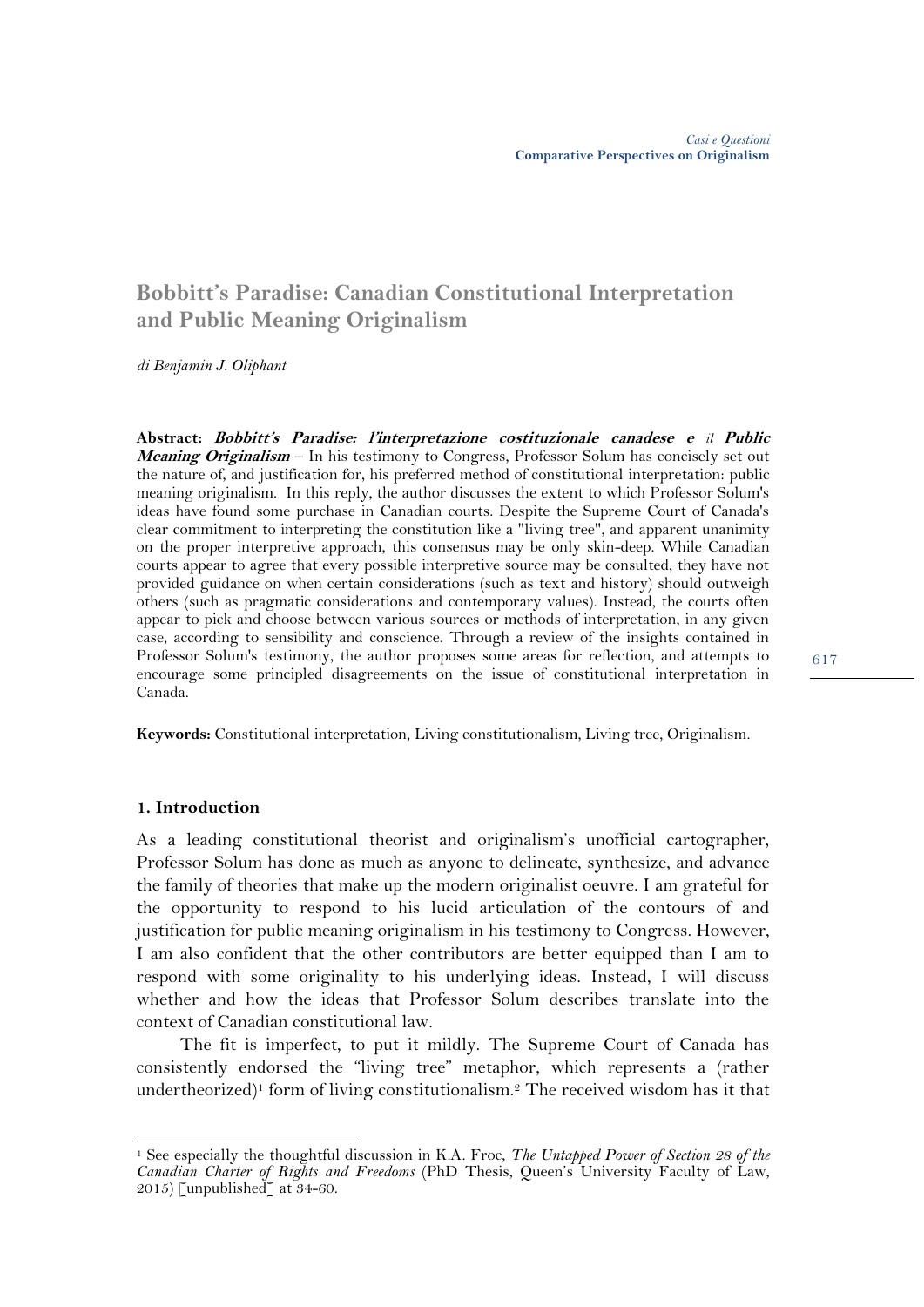# Bobbitt's Paradise: Canadian Constitutional Interpretation and Public Meaning Originalism

*di Benjamin J. Oliphant*

**Abstract:** ***Bobbitt's Paradise: l'interpretazione costituzionale canadese e** il **Public Meaning Originalism*** – In his testimony to Congress, Professor Solum has concisely set out the nature of, and justification for, his preferred method of constitutional interpretation: public meaning originalism. In this reply, the author discusses the extent to which Professor Solum's ideas have found some purchase in Canadian courts. Despite the Supreme Court of Canada's clear commitment to interpreting the constitution like a "living tree", and apparent unanimity on the proper interpretive approach, this consensus may be only skin-deep. While Canadian courts appear to agree that every possible interpretive source may be consulted, they have not provided guidance on when certain considerations (such as text and history) should outweigh others (such as pragmatic considerations and contemporary values). Instead, the courts often appear to pick and choose between various sources or methods of interpretation, in any given case, according to sensibility and conscience. Through a review of the insights contained in Professor Solum's testimony, the author proposes some areas for reflection, and attempts to encourage some principled disagreements on the issue of constitutional interpretation in Canada.

**Keywords:** Constitutional interpretation, Living constitutionalism, Living tree, Originalism.

## 1. Introduction

As a leading constitutional theorist and originalism's unofficial cartographer, Professor Solum has done as much as anyone to delineate, synthesize, and advance the family of theories that make up the modern originalist oeuvre. I am grateful for the opportunity to respond to his lucid articulation of the contours of and justification for public meaning originalism in his testimony to Congress. However, I am also confident that the other contributors are better equipped than I am to respond with some originality to his underlying ideas. Instead, I will discuss whether and how the ideas that Professor Solum describes translate into the context of Canadian constitutional law.

The fit is imperfect, to put it mildly. The Supreme Court of Canada has consistently endorsed the "living tree" metaphor, which represents a (rather undertheorized)[1] form of living constitutionalism.[2] The received wisdom has it that

[1] See especially the thoughtful discussion in K.A. Froc, *The Untapped Power of Section 28 of the Canadian Charter of Rights and Freedoms* (PhD Thesis, Queen's University Faculty of Law, 2015) [unpublished] at 34-60.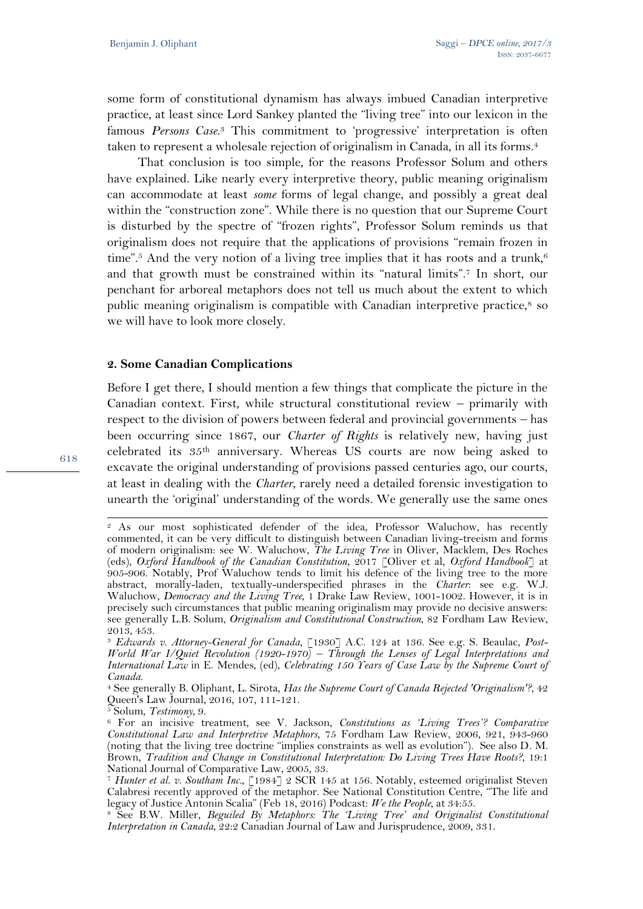some form of constitutional dynamism has always imbued Canadian interpretive practice, at least since Lord Sankey planted the "living tree" into our lexicon in the famous *Persons Case*.[3] This commitment to 'progressive' interpretation is often taken to represent a wholesale rejection of originalism in Canada, in all its forms.[4]

That conclusion is too simple, for the reasons Professor Solum and others have explained. Like nearly every interpretive theory, public meaning originalism can accommodate at least *some* forms of legal change, and possibly a great deal within the "construction zone". While there is no question that our Supreme Court is disturbed by the spectre of "frozen rights", Professor Solum reminds us that originalism does not require that the applications of provisions "remain frozen in time".[5] And the very notion of a living tree implies that it has roots and a trunk,[6] and that growth must be constrained within its "natural limits".[7] In short, our penchant for arboreal metaphors does not tell us much about the extent to which public meaning originalism is compatible with Canadian interpretive practice,[8] so we will have to look more closely.

## 2. Some Canadian Complications

Before I get there, I should mention a few things that complicate the picture in the Canadian context. First, while structural constitutional review – primarily with respect to the division of powers between federal and provincial governments – has been occurring since 1867, our *Charter of Rights* is relatively new, having just celebrated its 35th anniversary. Whereas US courts are now being asked to excavate the original understanding of provisions passed centuries ago, our courts, at least in dealing with the *Charter*, rarely need a detailed forensic investigation to unearth the 'original' understanding of the words. We generally use the same ones

---

[2] As our most sophisticated defender of the idea, Professor Waluchow, has recently commented, it can be very difficult to distinguish between Canadian living-treeism and forms of modern originalism: see W. Waluchow, *The Living Tree* in Oliver, Macklem, Des Roches (eds), *Oxford Handbook of the Canadian Constitution*, 2017 [Oliver et al, *Oxford Handbook*] at 905-906. Notably, Prof Waluchow tends to limit his defence of the living tree to the more abstract, morally-laden, textually-underspecified phrases in the *Charter*: see e.g. W.J. Waluchow, *Democracy and the Living Tree*, 1 Drake Law Review, 1001-1002. However, it is in precisely such circumstances that public meaning originalism may provide no decisive answers: see generally L.B. Solum, *Originalism and Constitutional Construction*, 82 Fordham Law Review, 2013, 453.

[3] *Edwards v. Attorney-General for Canada*, [1930] A.C. 124 at 136. See e.g. S. Beaulac, *Post-World War I/Quiet Revolution (1920-1970) – Through the Lenses of Legal Interpretations and International Law* in E. Mendes, (ed), *Celebrating 150 Years of Case Law by the Supreme Court of Canada*.

[4] See generally B. Oliphant, L. Sirota, *Has the Supreme Court of Canada Rejected 'Originalism'?*, 42 Queen's Law Journal, 2016, 107, 111-121.

[5] Solum, *Testimony*, 9.

[6] For an incisive treatment, see V. Jackson, *Constitutions as 'Living Trees'? Comparative Constitutional Law and Interpretive Metaphors*, 75 Fordham Law Review, 2006, 921, 943-960 (noting that the living tree doctrine "implies constraints as well as evolution"). See also D. M. Brown, *Tradition and Change in Constitutional Interpretation: Do Living Trees Have Roots?*, 19:1 National Journal of Comparative Law, 2005, 33.

[7] *Hunter et al. v. Southam Inc.*, [1984] 2 SCR 145 at 156. Notably, esteemed originalist Steven Calabresi recently approved of the metaphor. See National Constitution Centre, "The life and legacy of Justice Antonin Scalia" (Feb 18, 2016) Podcast: *We the People*, at 34:55.

[8] See B.W. Miller, *Beguiled By Metaphors: The 'Living Tree' and Originalist Constitutional Interpretation in Canada*, 22:2 Canadian Journal of Law and Jurisprudence, 2009, 331.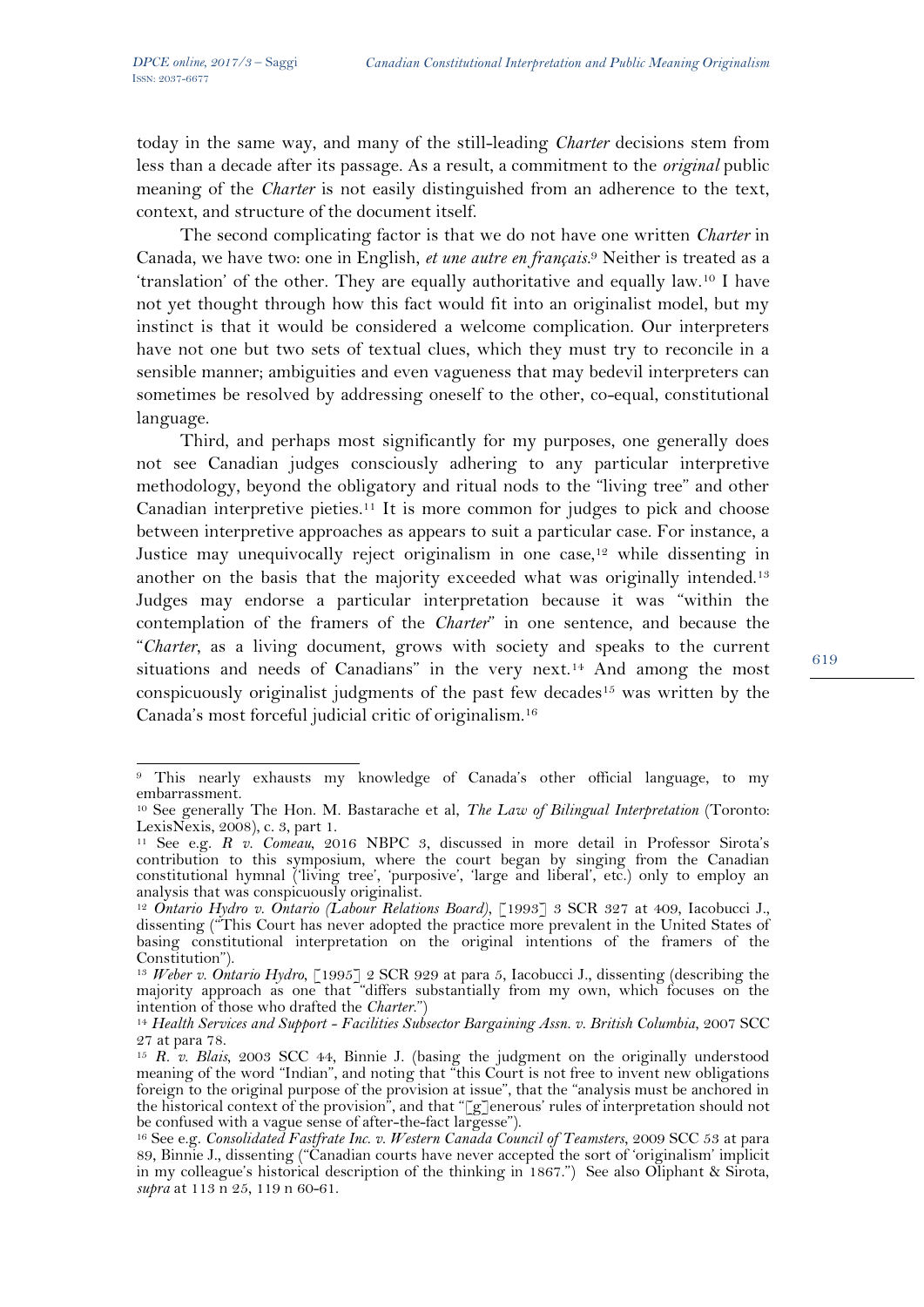today in the same way, and many of the still-leading *Charter* decisions stem from less than a decade after its passage. As a result, a commitment to the *original* public meaning of the *Charter* is not easily distinguished from an adherence to the text, context, and structure of the document itself.

The second complicating factor is that we do not have one written *Charter* in Canada, we have two: one in English, *et une autre en français*.[9] Neither is treated as a 'translation' of the other. They are equally authoritative and equally law.[10] I have not yet thought through how this fact would fit into an originalist model, but my instinct is that it would be considered a welcome complication. Our interpreters have not one but two sets of textual clues, which they must try to reconcile in a sensible manner; ambiguities and even vagueness that may bedevil interpreters can sometimes be resolved by addressing oneself to the other, co-equal, constitutional language.

Third, and perhaps most significantly for my purposes, one generally does not see Canadian judges consciously adhering to any particular interpretive methodology, beyond the obligatory and ritual nods to the "living tree" and other Canadian interpretive pieties.[11] It is more common for judges to pick and choose between interpretive approaches as appears to suit a particular case. For instance, a Justice may unequivocally reject originalism in one case,[12] while dissenting in another on the basis that the majority exceeded what was originally intended.[13] Judges may endorse a particular interpretation because it was "within the contemplation of the framers of the *Charter*" in one sentence, and because the "*Charter*, as a living document, grows with society and speaks to the current situations and needs of Canadians" in the very next.[14] And among the most conspicuously originalist judgments of the past few decades[15] was written by the Canada's most forceful judicial critic of originalism.[16]

---

[9] This nearly exhausts my knowledge of Canada's other official language, to my embarrassment.

[10] See generally The Hon. M. Bastarache et al, *The Law of Bilingual Interpretation* (Toronto: LexisNexis, 2008), c. 3, part 1.

[11] See e.g. *R v. Comeau*, 2016 NBPC 3, discussed in more detail in Professor Sirota's contribution to this symposium, where the court began by singing from the Canadian constitutional hymnal ('living tree', 'purposive', 'large and liberal', etc.) only to employ an analysis that was conspicuously originalist.

[12] *Ontario Hydro v. Ontario (Labour Relations Board)*, [1993] 3 SCR 327 at 409, Iacobucci J., dissenting ("This Court has never adopted the practice more prevalent in the United States of basing constitutional interpretation on the original intentions of the framers of the Constitution").

[13] *Weber v. Ontario Hydro*, [1995] 2 SCR 929 at para 5, Iacobucci J., dissenting (describing the majority approach as one that "differs substantially from my own, which focuses on the intention of those who drafted the *Charter*.")

[14] *Health Services and Support - Facilities Subsector Bargaining Assn. v. British Columbia*, 2007 SCC 27 at para 78.

[15] *R. v. Blais*, 2003 SCC 44, Binnie J. (basing the judgment on the originally understood meaning of the word "Indian", and noting that "this Court is not free to invent new obligations foreign to the original purpose of the provision at issue", that the "analysis must be anchored in the historical context of the provision", and that "[g]enerous' rules of interpretation should not be confused with a vague sense of after-the-fact largesse").

[16] See e.g. *Consolidated Fastfrate Inc. v. Western Canada Council of Teamsters*, 2009 SCC 53 at para 89, Binnie J., dissenting ("Canadian courts have never accepted the sort of 'originalism' implicit in my colleague's historical description of the thinking in 1867.") See also Oliphant & Sirota, *supra* at 113 n 25, 119 n 60-61.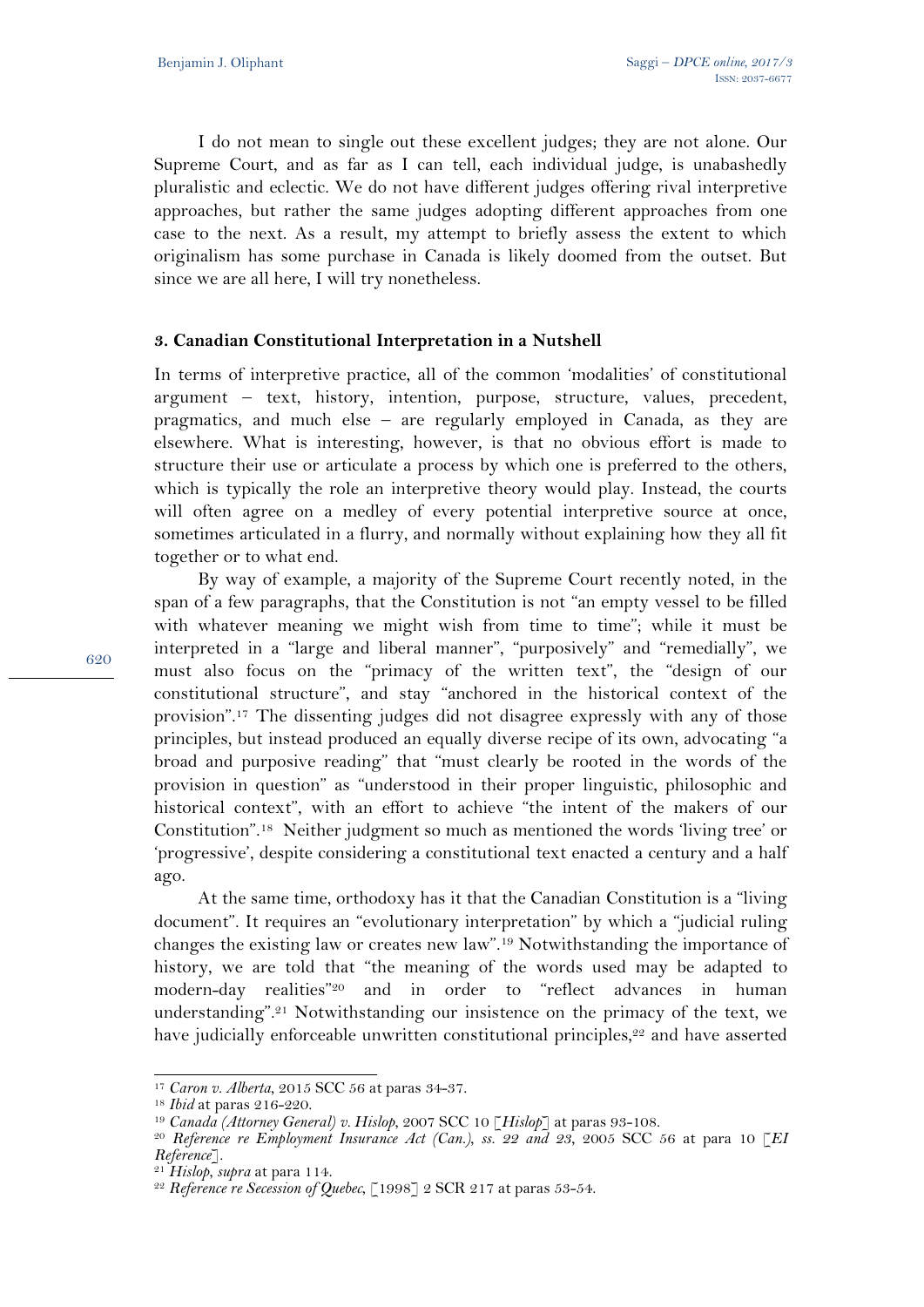I do not mean to single out these excellent judges; they are not alone. Our Supreme Court, and as far as I can tell, each individual judge, is unabashedly pluralistic and eclectic. We do not have different judges offering rival interpretive approaches, but rather the same judges adopting different approaches from one case to the next. As a result, my attempt to briefly assess the extent to which originalism has some purchase in Canada is likely doomed from the outset. But since we are all here, I will try nonetheless.

### 3. Canadian Constitutional Interpretation in a Nutshell

In terms of interpretive practice, all of the common 'modalities' of constitutional argument – text, history, intention, purpose, structure, values, precedent, pragmatics, and much else – are regularly employed in Canada, as they are elsewhere. What is interesting, however, is that no obvious effort is made to structure their use or articulate a process by which one is preferred to the others, which is typically the role an interpretive theory would play. Instead, the courts will often agree on a medley of every potential interpretive source at once, sometimes articulated in a flurry, and normally without explaining how they all fit together or to what end.

By way of example, a majority of the Supreme Court recently noted, in the span of a few paragraphs, that the Constitution is not "an empty vessel to be filled with whatever meaning we might wish from time to time"; while it must be interpreted in a "large and liberal manner", "purposively" and "remedially", we must also focus on the "primacy of the written text", the "design of our constitutional structure", and stay "anchored in the historical context of the provision".[17] The dissenting judges did not disagree expressly with any of those principles, but instead produced an equally diverse recipe of its own, advocating "a broad and purposive reading" that "must clearly be rooted in the words of the provision in question" as "understood in their proper linguistic, philosophic and historical context", with an effort to achieve "the intent of the makers of our Constitution".[18] Neither judgment so much as mentioned the words 'living tree' or 'progressive', despite considering a constitutional text enacted a century and a half ago.

At the same time, orthodoxy has it that the Canadian Constitution is a "living document". It requires an "evolutionary interpretation" by which a "judicial ruling changes the existing law or creates new law".[19] Notwithstanding the importance of history, we are told that "the meaning of the words used may be adapted to modern-day realities"[20] and in order to "reflect advances in human understanding".[21] Notwithstanding our insistence on the primacy of the text, we have judicially enforceable unwritten constitutional principles,[22] and have asserted

---

[17] *Caron v. Alberta*, 2015 SCC 56 at paras 34-37.

[18] *Ibid* at paras 216-220.

[19] *Canada (Attorney General) v. Hislop*, 2007 SCC 10 [*Hislop*] at paras 93-108.

[20] *Reference re Employment Insurance Act (Can.), ss. 22 and 23*, 2005 SCC 56 at para 10 [*EI Reference*].

[21] *Hislop*, *supra* at para 114.

[22] *Reference re Secession of Quebec*, [1998] 2 SCR 217 at paras 53-54.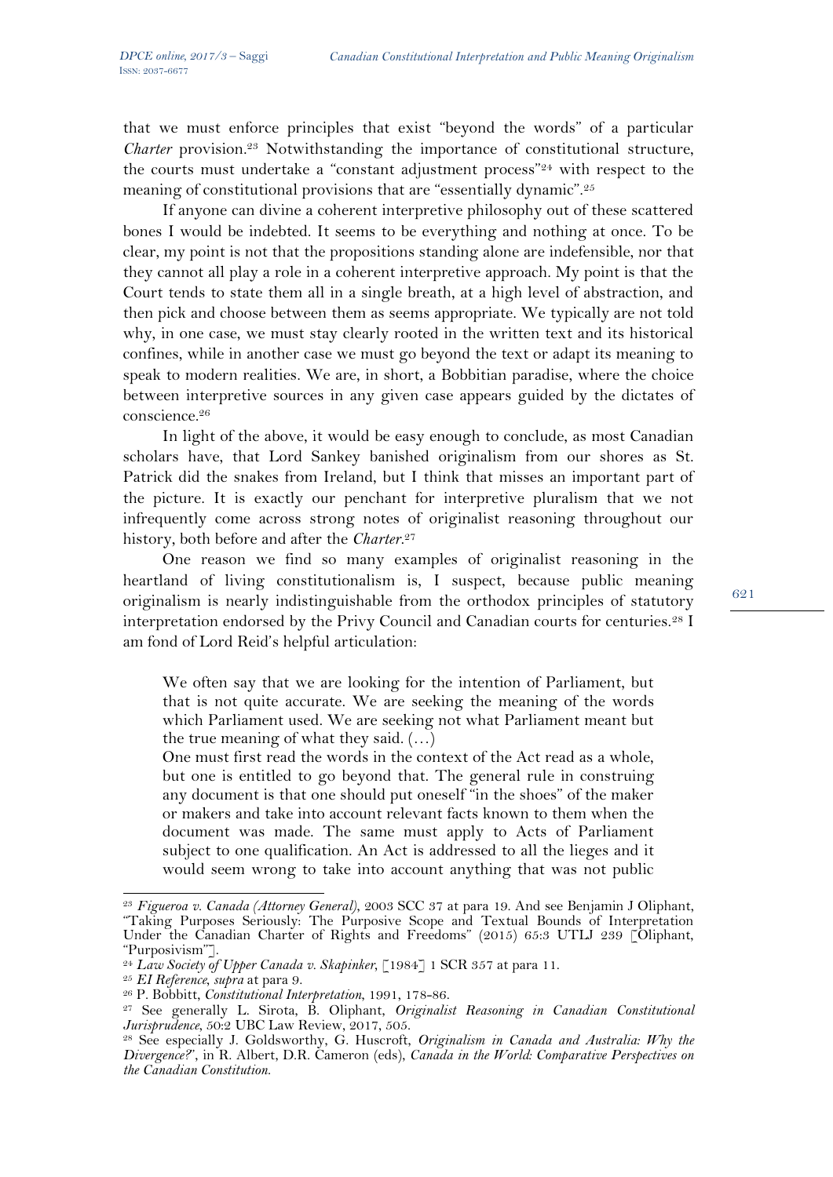that we must enforce principles that exist "beyond the words" of a particular *Charter* provision.[23] Notwithstanding the importance of constitutional structure, the courts must undertake a "constant adjustment process"[24] with respect to the meaning of constitutional provisions that are "essentially dynamic".[25]

If anyone can divine a coherent interpretive philosophy out of these scattered bones I would be indebted. It seems to be everything and nothing at once. To be clear, my point is not that the propositions standing alone are indefensible, nor that they cannot all play a role in a coherent interpretive approach. My point is that the Court tends to state them all in a single breath, at a high level of abstraction, and then pick and choose between them as seems appropriate. We typically are not told why, in one case, we must stay clearly rooted in the written text and its historical confines, while in another case we must go beyond the text or adapt its meaning to speak to modern realities. We are, in short, a Bobbitian paradise, where the choice between interpretive sources in any given case appears guided by the dictates of conscience.[26]

In light of the above, it would be easy enough to conclude, as most Canadian scholars have, that Lord Sankey banished originalism from our shores as St. Patrick did the snakes from Ireland, but I think that misses an important part of the picture. It is exactly our penchant for interpretive pluralism that we not infrequently come across strong notes of originalist reasoning throughout our history, both before and after the *Charter*.[27]

One reason we find so many examples of originalist reasoning in the heartland of living constitutionalism is, I suspect, because public meaning originalism is nearly indistinguishable from the orthodox principles of statutory interpretation endorsed by the Privy Council and Canadian courts for centuries.[28] I am fond of Lord Reid's helpful articulation:

> We often say that we are looking for the intention of Parliament, but that is not quite accurate. We are seeking the meaning of the words which Parliament used. We are seeking not what Parliament meant but the true meaning of what they said. (…)
>
> One must first read the words in the context of the Act read as a whole, but one is entitled to go beyond that. The general rule in construing any document is that one should put oneself "in the shoes" of the maker or makers and take into account relevant facts known to them when the document was made. The same must apply to Acts of Parliament subject to one qualification. An Act is addressed to all the lieges and it would seem wrong to take into account anything that was not public

---

[23] *Figueroa v. Canada (Attorney General)*, 2003 SCC 37 at para 19. And see Benjamin J Oliphant, "Taking Purposes Seriously: The Purposive Scope and Textual Bounds of Interpretation Under the Canadian Charter of Rights and Freedoms" (2015) 65:3 UTLJ 239 [Oliphant, "Purposivism"].

[24] *Law Society of Upper Canada v. Skapinker*, [1984] 1 SCR 357 at para 11.

[25] *EI Reference*, *supra* at para 9.

[26] P. Bobbitt, *Constitutional Interpretation*, 1991, 178-86.

[27] See generally L. Sirota, B. Oliphant, *Originalist Reasoning in Canadian Constitutional Jurisprudence*, 50:2 UBC Law Review, 2017, 505.

[28] See especially J. Goldsworthy, G. Huscroft, *Originalism in Canada and Australia: Why the Divergence?*, in R. Albert, D.R. Cameron (eds), *Canada in the World: Comparative Perspectives on the Canadian Constitution.*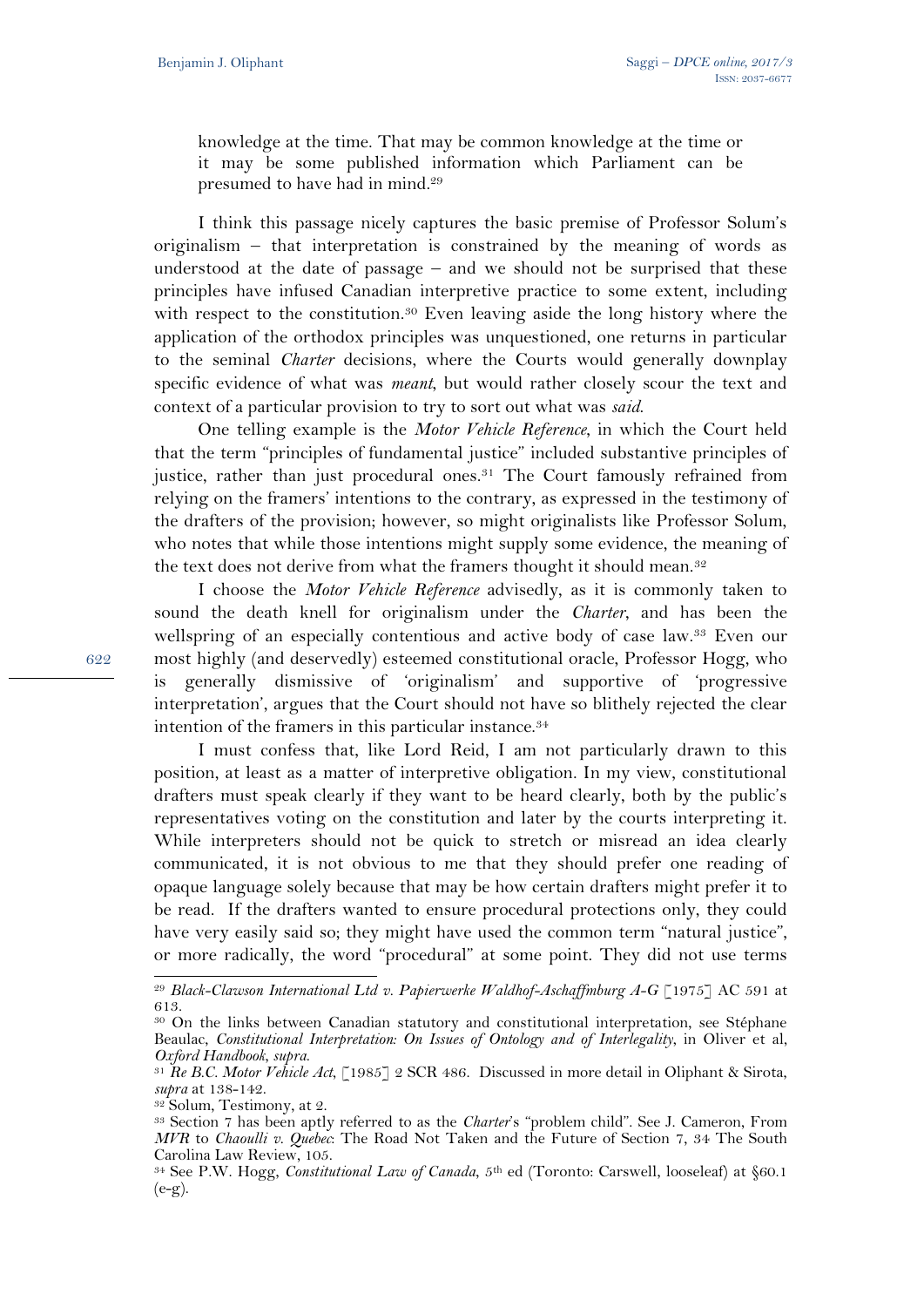> knowledge at the time. That may be common knowledge at the time or it may be some published information which Parliament can be presumed to have had in mind.[29]

I think this passage nicely captures the basic premise of Professor Solum's originalism – that interpretation is constrained by the meaning of words as understood at the date of passage – and we should not be surprised that these principles have infused Canadian interpretive practice to some extent, including with respect to the constitution.[30] Even leaving aside the long history where the application of the orthodox principles was unquestioned, one returns in particular to the seminal *Charter* decisions, where the Courts would generally downplay specific evidence of what was *meant*, but would rather closely scour the text and context of a particular provision to try to sort out what was *said*.

One telling example is the *Motor Vehicle Reference*, in which the Court held that the term "principles of fundamental justice" included substantive principles of justice, rather than just procedural ones.[31] The Court famously refrained from relying on the framers' intentions to the contrary, as expressed in the testimony of the drafters of the provision; however, so might originalists like Professor Solum, who notes that while those intentions might supply some evidence, the meaning of the text does not derive from what the framers thought it should mean.[32]

I choose the *Motor Vehicle Reference* advisedly, as it is commonly taken to sound the death knell for originalism under the *Charter*, and has been the wellspring of an especially contentious and active body of case law.[33] Even our most highly (and deservedly) esteemed constitutional oracle, Professor Hogg, who is generally dismissive of 'originalism' and supportive of 'progressive interpretation', argues that the Court should not have so blithely rejected the clear intention of the framers in this particular instance.[34]

I must confess that, like Lord Reid, I am not particularly drawn to this position, at least as a matter of interpretive obligation. In my view, constitutional drafters must speak clearly if they want to be heard clearly, both by the public's representatives voting on the constitution and later by the courts interpreting it. While interpreters should not be quick to stretch or misread an idea clearly communicated, it is not obvious to me that they should prefer one reading of opaque language solely because that may be how certain drafters might prefer it to be read. If the drafters wanted to ensure procedural protections only, they could have very easily said so; they might have used the common term "natural justice", or more radically, the word "procedural" at some point. They did not use terms

---

[29] *Black-Clawson International Ltd v. Papierwerke Waldhof-Aschaffmburg A-G* [1975] AC 591 at 613.

[30] On the links between Canadian statutory and constitutional interpretation, see Stéphane Beaulac, *Constitutional Interpretation: On Issues of Ontology and of Interlegality*, in Oliver et al, *Oxford Handbook*, *supra*.

[31] *Re B.C. Motor Vehicle Act*, [1985] 2 SCR 486. Discussed in more detail in Oliphant & Sirota, *supra* at 138-142.

[32] Solum, Testimony, at 2.

[33] Section 7 has been aptly referred to as the *Charter*'s "problem child". See J. Cameron, From *MVR* to *Chaoulli v. Quebec*: The Road Not Taken and the Future of Section 7, 34 The South Carolina Law Review, 105.

[34] See P.W. Hogg, *Constitutional Law of Canada*, 5th ed (Toronto: Carswell, looseleaf) at §60.1 (e-g).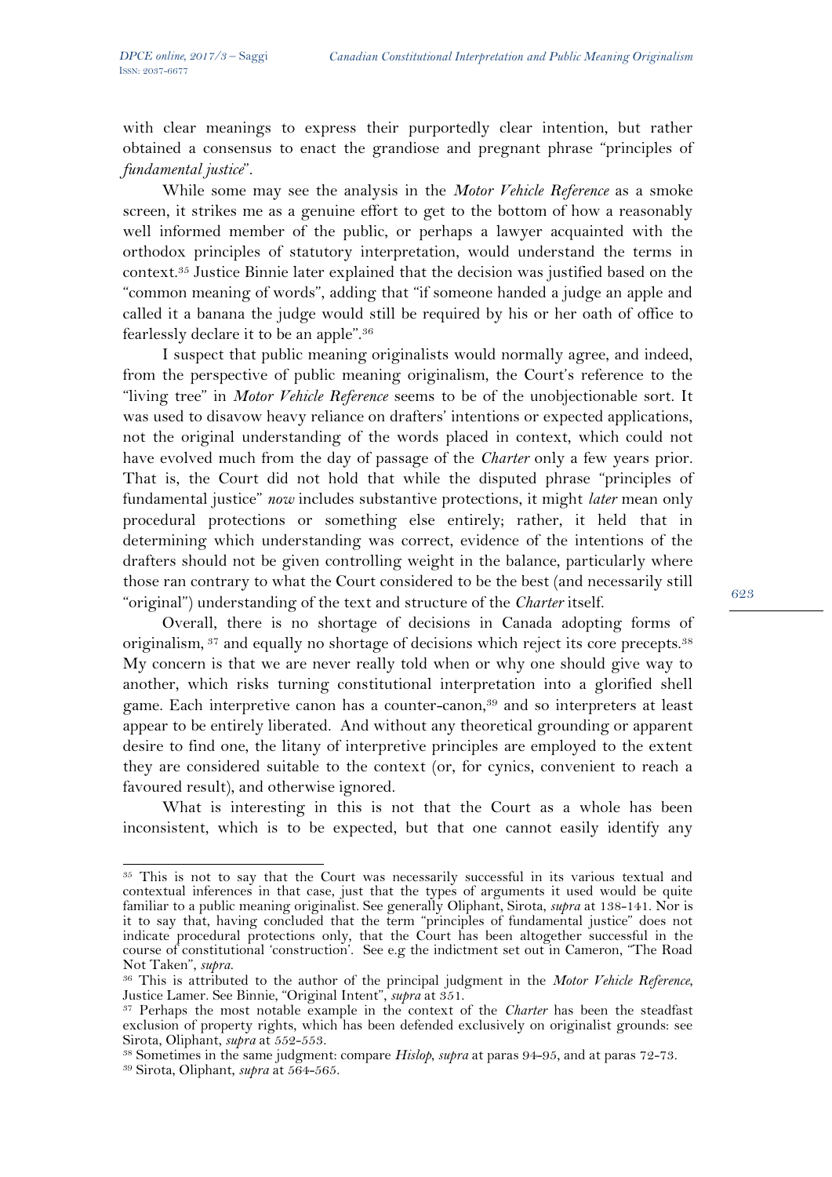with clear meanings to express their purportedly clear intention, but rather obtained a consensus to enact the grandiose and pregnant phrase "principles of *fundamental justice*".

While some may see the analysis in the *Motor Vehicle Reference* as a smoke screen, it strikes me as a genuine effort to get to the bottom of how a reasonably well informed member of the public, or perhaps a lawyer acquainted with the orthodox principles of statutory interpretation, would understand the terms in context.[35] Justice Binnie later explained that the decision was justified based on the "common meaning of words", adding that "if someone handed a judge an apple and called it a banana the judge would still be required by his or her oath of office to fearlessly declare it to be an apple".[36]

I suspect that public meaning originalists would normally agree, and indeed, from the perspective of public meaning originalism, the Court's reference to the "living tree" in *Motor Vehicle Reference* seems to be of the unobjectionable sort. It was used to disavow heavy reliance on drafters' intentions or expected applications, not the original understanding of the words placed in context, which could not have evolved much from the day of passage of the *Charter* only a few years prior. That is, the Court did not hold that while the disputed phrase "principles of fundamental justice" *now* includes substantive protections, it might *later* mean only procedural protections or something else entirely; rather, it held that in determining which understanding was correct, evidence of the intentions of the drafters should not be given controlling weight in the balance, particularly where those ran contrary to what the Court considered to be the best (and necessarily still "original") understanding of the text and structure of the *Charter* itself.

Overall, there is no shortage of decisions in Canada adopting forms of originalism,[37] and equally no shortage of decisions which reject its core precepts.[38] My concern is that we are never really told when or why one should give way to another, which risks turning constitutional interpretation into a glorified shell game. Each interpretive canon has a counter-canon,[39] and so interpreters at least appear to be entirely liberated. And without any theoretical grounding or apparent desire to find one, the litany of interpretive principles are employed to the extent they are considered suitable to the context (or, for cynics, convenient to reach a favoured result), and otherwise ignored.

What is interesting in this is not that the Court as a whole has been inconsistent, which is to be expected, but that one cannot easily identify any

---

[35] This is not to say that the Court was necessarily successful in its various textual and contextual inferences in that case, just that the types of arguments it used would be quite familiar to a public meaning originalist. See generally Oliphant, Sirota, *supra* at 138-141. Nor is it to say that, having concluded that the term "principles of fundamental justice" does not indicate procedural protections only, that the Court has been altogether successful in the course of constitutional 'construction'. See e.g the indictment set out in Cameron, "The Road Not Taken", *supra*.

[36] This is attributed to the author of the principal judgment in the *Motor Vehicle Reference*, Justice Lamer. See Binnie, "Original Intent", *supra* at 351.

[37] Perhaps the most notable example in the context of the *Charter* has been the steadfast exclusion of property rights, which has been defended exclusively on originalist grounds: see Sirota, Oliphant, *supra* at 552-553.

[38] Sometimes in the same judgment: compare *Hislop*, *supra* at paras 94-95, and at paras 72-73.

[39] Sirota, Oliphant, *supra* at 564-565.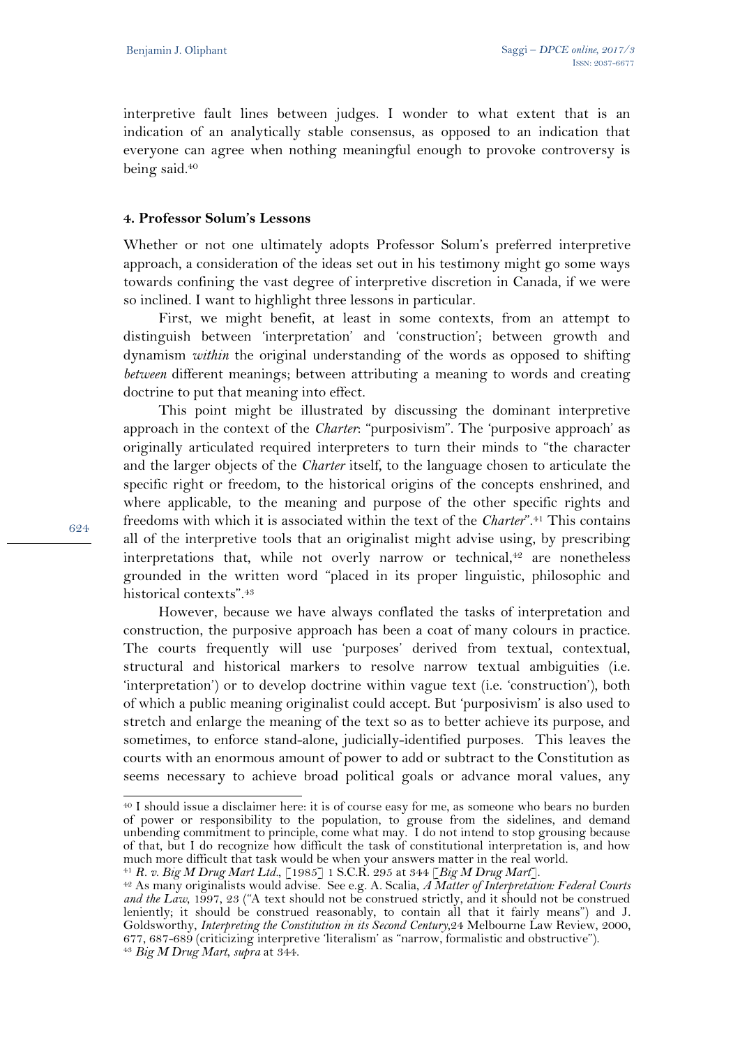interpretive fault lines between judges. I wonder to what extent that is an indication of an analytically stable consensus, as opposed to an indication that everyone can agree when nothing meaningful enough to provoke controversy is being said.[40]

### 4. Professor Solum's Lessons

Whether or not one ultimately adopts Professor Solum's preferred interpretive approach, a consideration of the ideas set out in his testimony might go some ways towards confining the vast degree of interpretive discretion in Canada, if we were so inclined. I want to highlight three lessons in particular.

First, we might benefit, at least in some contexts, from an attempt to distinguish between 'interpretation' and 'construction'; between growth and dynamism *within* the original understanding of the words as opposed to shifting *between* different meanings; between attributing a meaning to words and creating doctrine to put that meaning into effect.

This point might be illustrated by discussing the dominant interpretive approach in the context of the *Charter*: "purposivism". The 'purposive approach' as originally articulated required interpreters to turn their minds to "the character and the larger objects of the *Charter* itself, to the language chosen to articulate the specific right or freedom, to the historical origins of the concepts enshrined, and where applicable, to the meaning and purpose of the other specific rights and freedoms with which it is associated within the text of the *Charter*".[41] This contains all of the interpretive tools that an originalist might advise using, by prescribing interpretations that, while not overly narrow or technical,[42] are nonetheless grounded in the written word "placed in its proper linguistic, philosophic and historical contexts".[43]

However, because we have always conflated the tasks of interpretation and construction, the purposive approach has been a coat of many colours in practice. The courts frequently will use 'purposes' derived from textual, contextual, structural and historical markers to resolve narrow textual ambiguities (i.e. 'interpretation') or to develop doctrine within vague text (i.e. 'construction'), both of which a public meaning originalist could accept. But 'purposivism' is also used to stretch and enlarge the meaning of the text so as to better achieve its purpose, and sometimes, to enforce stand-alone, judicially-identified purposes. This leaves the courts with an enormous amount of power to add or subtract to the Constitution as seems necessary to achieve broad political goals or advance moral values, any

---

[40] I should issue a disclaimer here: it is of course easy for me, as someone who bears no burden of power or responsibility to the population, to grouse from the sidelines, and demand unbending commitment to principle, come what may. I do not intend to stop grousing because of that, but I do recognize how difficult the task of constitutional interpretation is, and how much more difficult that task would be when your answers matter in the real world.

[41] *R. v. Big M Drug Mart Ltd.*, [1985] 1 S.C.R. 295 at 344 [*Big M Drug Mart*].

[42] As many originalists would advise. See e.g. A. Scalia, *A Matter of Interpretation: Federal Courts and the Law*, 1997, 23 ("A text should not be construed strictly, and it should not be construed leniently; it should be construed reasonably, to contain all that it fairly means") and J. Goldsworthy, *Interpreting the Constitution in its Second Century*,24 Melbourne Law Review, 2000, 677, 687-689 (criticizing interpretive 'literalism' as "narrow, formalistic and obstructive").

[43] *Big M Drug Mart*, *supra* at 344.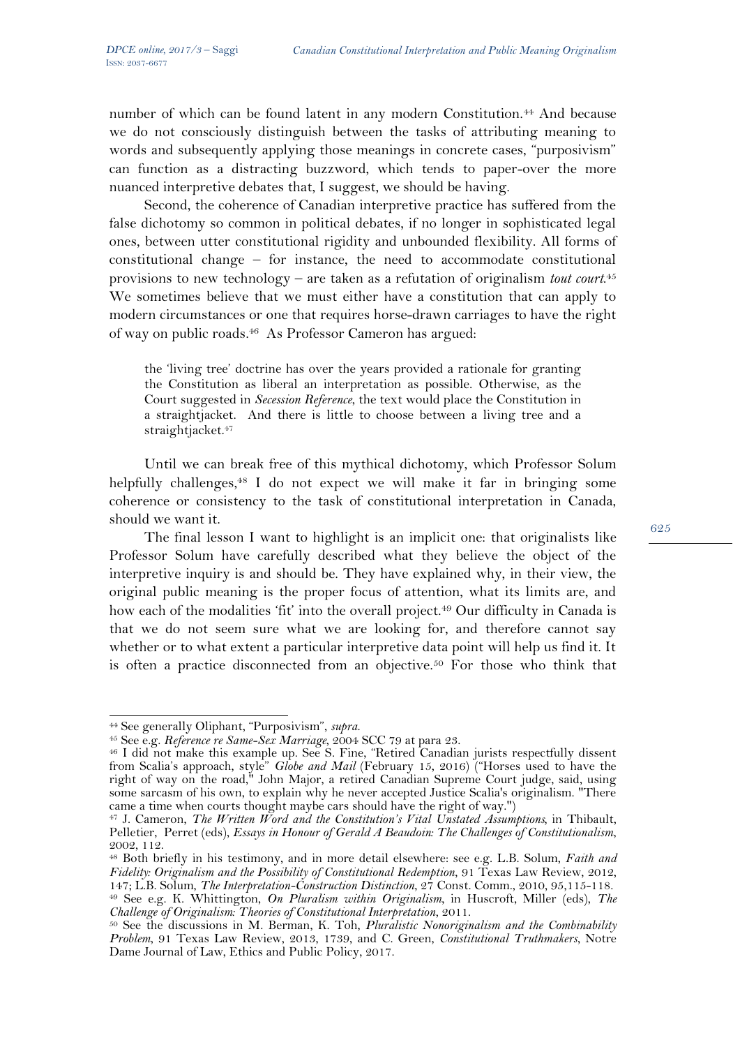number of which can be found latent in any modern Constitution.[44] And because we do not consciously distinguish between the tasks of attributing meaning to words and subsequently applying those meanings in concrete cases, "purposivism" can function as a distracting buzzword, which tends to paper-over the more nuanced interpretive debates that, I suggest, we should be having.

Second, the coherence of Canadian interpretive practice has suffered from the false dichotomy so common in political debates, if no longer in sophisticated legal ones, between utter constitutional rigidity and unbounded flexibility. All forms of constitutional change – for instance, the need to accommodate constitutional provisions to new technology – are taken as a refutation of originalism *tout court*.[45] We sometimes believe that we must either have a constitution that can apply to modern circumstances or one that requires horse-drawn carriages to have the right of way on public roads.[46] As Professor Cameron has argued:

> the 'living tree' doctrine has over the years provided a rationale for granting the Constitution as liberal an interpretation as possible. Otherwise, as the Court suggested in *Secession Reference*, the text would place the Constitution in a straightjacket. And there is little to choose between a living tree and a straightjacket.[47]

Until we can break free of this mythical dichotomy, which Professor Solum helpfully challenges,[48] I do not expect we will make it far in bringing some coherence or consistency to the task of constitutional interpretation in Canada, should we want it.

The final lesson I want to highlight is an implicit one: that originalists like Professor Solum have carefully described what they believe the object of the interpretive inquiry is and should be. They have explained why, in their view, the original public meaning is the proper focus of attention, what its limits are, and how each of the modalities 'fit' into the overall project.[49] Our difficulty in Canada is that we do not seem sure what we are looking for, and therefore cannot say whether or to what extent a particular interpretive data point will help us find it. It is often a practice disconnected from an objective.[50] For those who think that

---

[44] See generally Oliphant, "Purposivism", *supra*.

[45] See e.g. *Reference re Same-Sex Marriage*, 2004 SCC 79 at para 23.

[46] I did not make this example up. See S. Fine, "Retired Canadian jurists respectfully dissent from Scalia's approach, style" *Globe and Mail* (February 15, 2016) ("Horses used to have the right of way on the road," John Major, a retired Canadian Supreme Court judge, said, using some sarcasm of his own, to explain why he never accepted Justice Scalia's originalism. "There came a time when courts thought maybe cars should have the right of way.")

[47] J. Cameron, *The Written Word and the Constitution's Vital Unstated Assumptions*, in Thibault, Pelletier, Perret (eds), *Essays in Honour of Gerald A Beaudoin: The Challenges of Constitutionalism*, 2002, 112.

[48] Both briefly in his testimony, and in more detail elsewhere: see e.g. L.B. Solum, *Faith and Fidelity: Originalism and the Possibility of Constitutional Redemption*, 91 Texas Law Review, 2012, 147; L.B. Solum, *The Interpretation-Construction Distinction*, 27 Const. Comm., 2010, 95,115-118.

[49] See e.g. K. Whittington, *On Pluralism within Originalism*, in Huscroft, Miller (eds), *The Challenge of Originalism: Theories of Constitutional Interpretation*, 2011.

[50] See the discussions in M. Berman, K. Toh, *Pluralistic Nonoriginalism and the Combinability Problem*, 91 Texas Law Review, 2013, 1739, and C. Green, *Constitutional Truthmakers*, Notre Dame Journal of Law, Ethics and Public Policy, 2017.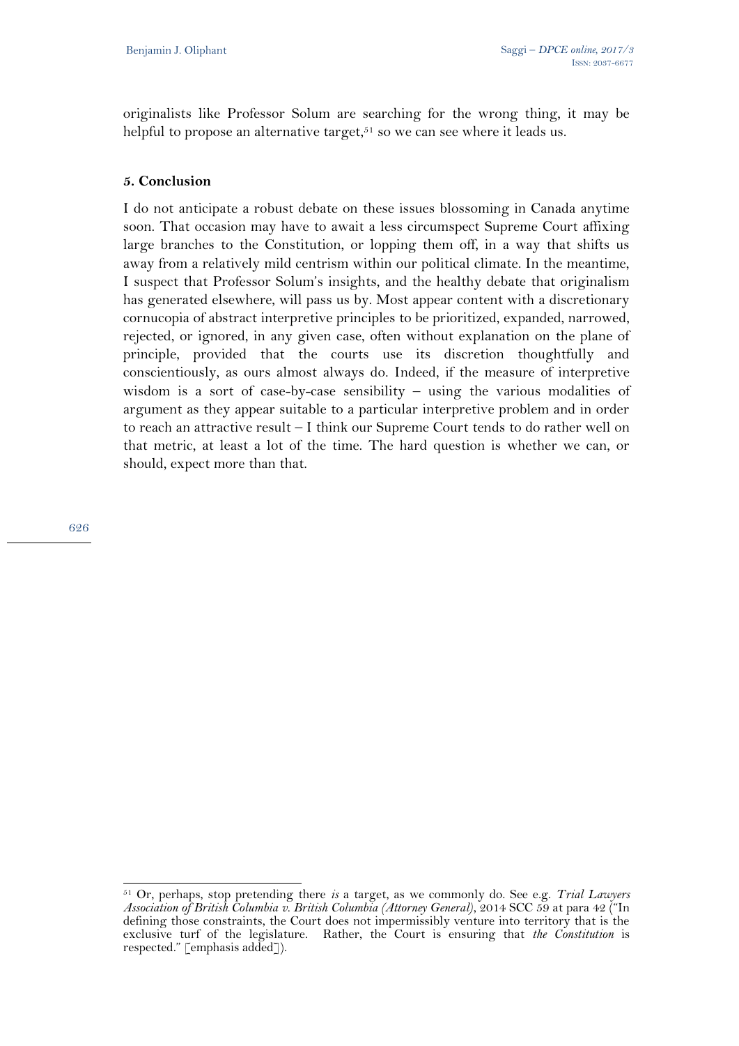originalists like Professor Solum are searching for the wrong thing, it may be helpful to propose an alternative target,[51] so we can see where it leads us.

### 5. Conclusion

I do not anticipate a robust debate on these issues blossoming in Canada anytime soon. That occasion may have to await a less circumspect Supreme Court affixing large branches to the Constitution, or lopping them off, in a way that shifts us away from a relatively mild centrism within our political climate. In the meantime, I suspect that Professor Solum's insights, and the healthy debate that originalism has generated elsewhere, will pass us by. Most appear content with a discretionary cornucopia of abstract interpretive principles to be prioritized, expanded, narrowed, rejected, or ignored, in any given case, often without explanation on the plane of principle, provided that the courts use its discretion thoughtfully and conscientiously, as ours almost always do. Indeed, if the measure of interpretive wisdom is a sort of case-by-case sensibility – using the various modalities of argument as they appear suitable to a particular interpretive problem and in order to reach an attractive result – I think our Supreme Court tends to do rather well on that metric, at least a lot of the time. The hard question is whether we can, or should, expect more than that.

---

[51] Or, perhaps, stop pretending there *is* a target, as we commonly do. See e.g. *Trial Lawyers Association of British Columbia v. British Columbia (Attorney General)*, 2014 SCC 59 at para 42 ("In defining those constraints, the Court does not impermissibly venture into territory that is the exclusive turf of the legislature. Rather, the Court is ensuring that *the Constitution* is respected." [emphasis added]).